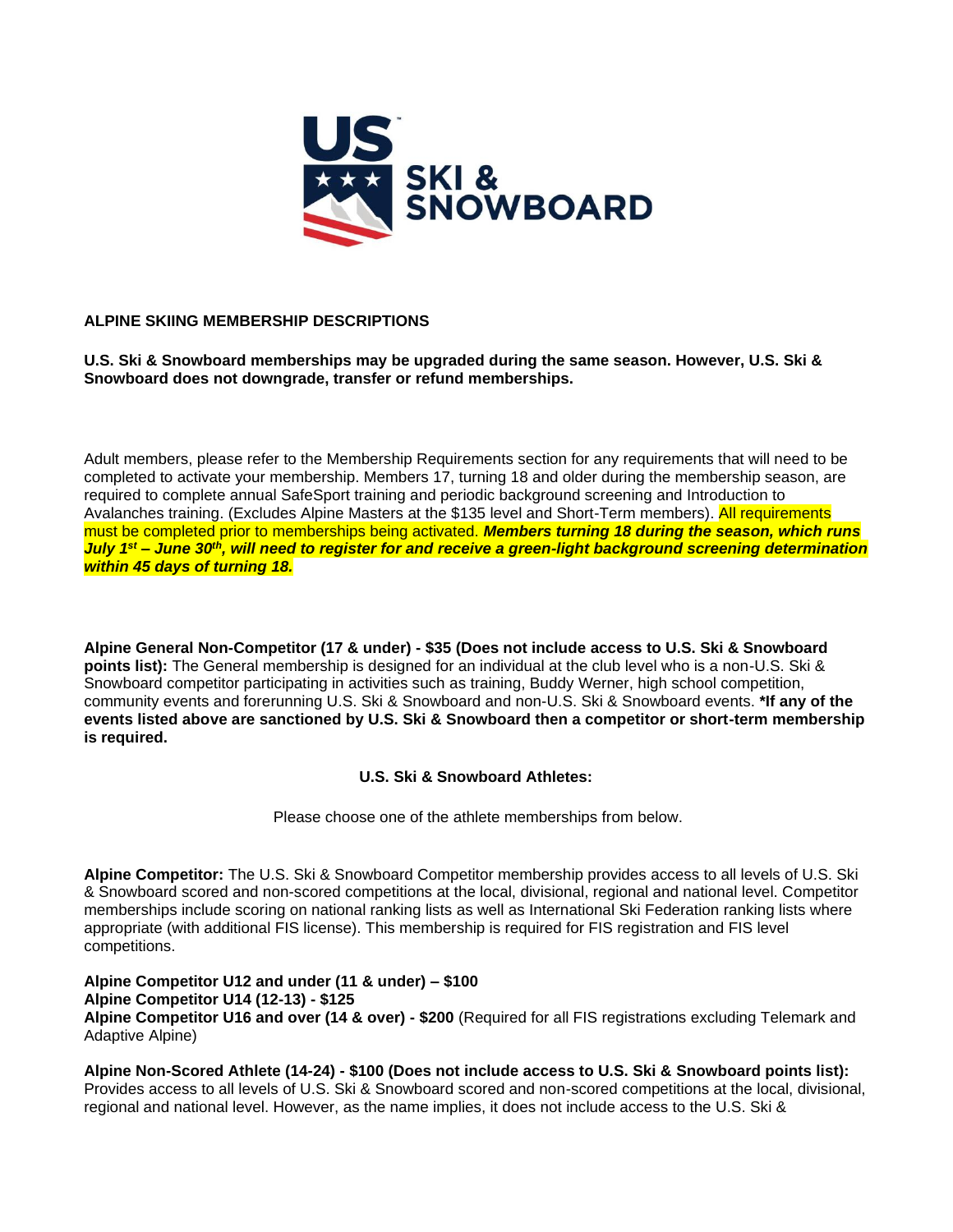## ALPINE SKIING MEMBERSHIP DESCRIPTIONS

**U.S. Ski & Snowboard memberships may be upgraded during the same season. However, U.S. Ski & Snowboard does not downgrade, transfer or refund memberships.**

Adult members, please refer to the Membership Requirements section for any requirements that will need to be completed to activate your membership. Members 17, turning 18 and older during the membership season, are required to complete annual SafeSport training and periodic background screening and Introduction to Avalanches training. (Excludes Alpine Masters at the $135 level and Short-Term members). All requirements must be completed prior to memberships being activated. ***Members turning 18 during the season, which runs July 1st – June 30th, will need to register for and receive a green-light background screening determination within 45 days of turning 18.***

**Alpine General Non-Competitor (17 & under) - $35 (Does not include access to U.S. Ski & Snowboard points list):** The General membership is designed for an individual at the club level who is a non-U.S. Ski & Snowboard competitor participating in activities such as training, Buddy Werner, high school competition, community events and forerunning U.S. Ski & Snowboard and non-U.S. Ski & Snowboard events. ***If any of the events listed above are sanctioned by U.S. Ski & Snowboard then a competitor or short-term membership is required.**

### U.S. Ski & Snowboard Athletes:

Please choose one of the athlete memberships from below.

**Alpine Competitor:** The U.S. Ski & Snowboard Competitor membership provides access to all levels of U.S. Ski & Snowboard scored and non-scored competitions at the local, divisional, regional and national level. Competitor memberships include scoring on national ranking lists as well as International Ski Federation ranking lists where appropriate (with additional FIS license). This membership is required for FIS registration and FIS level competitions.

**Alpine Competitor U12 and under (11 & under) – $100**
**Alpine Competitor U14 (12-13) - $125**
**Alpine Competitor U16 and over (14 & over) - $200** (Required for all FIS registrations excluding Telemark and Adaptive Alpine)

**Alpine Non-Scored Athlete (14-24) - $100 (Does not include access to U.S. Ski & Snowboard points list):** Provides access to all levels of U.S. Ski & Snowboard scored and non-scored competitions at the local, divisional, regional and national level. However, as the name implies, it does not include access to the U.S. Ski &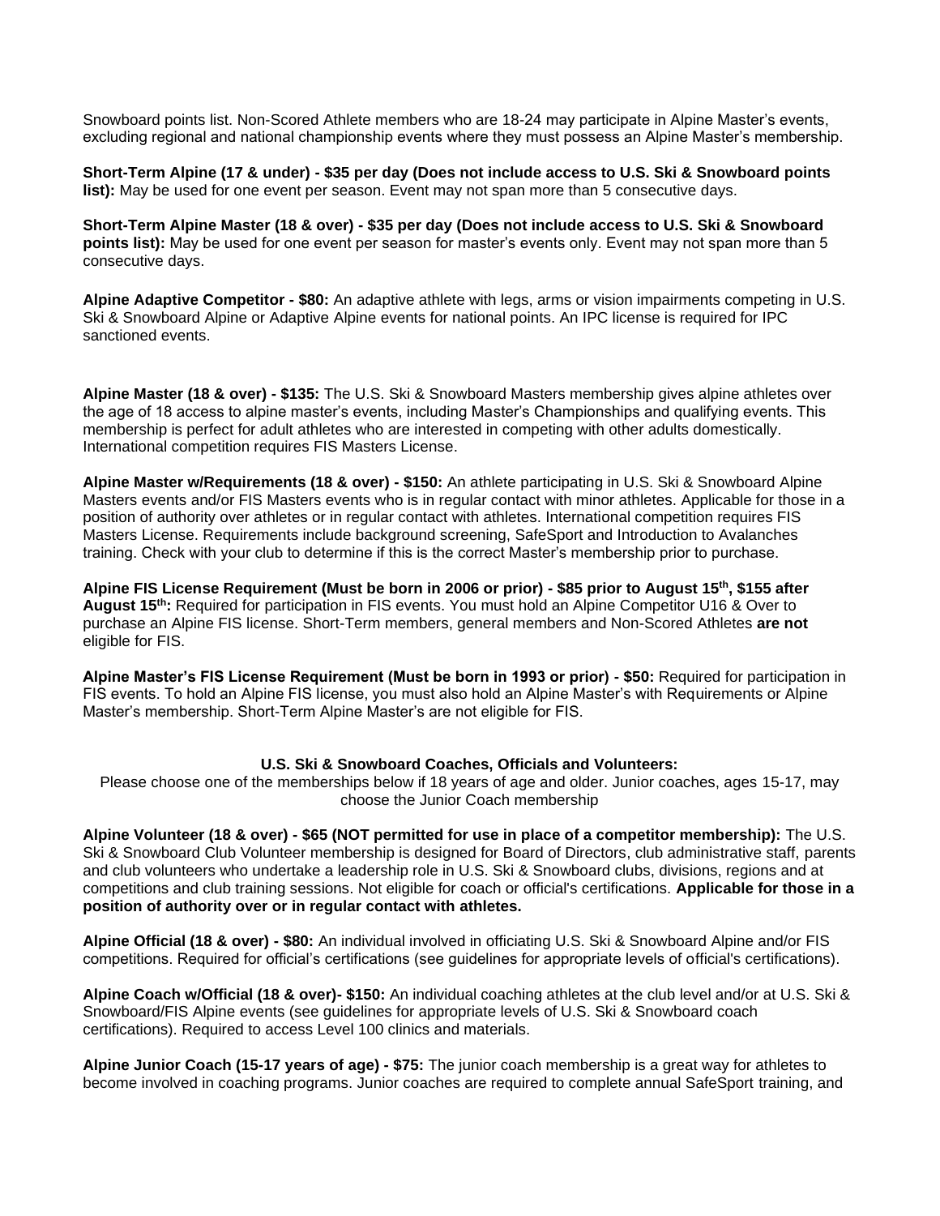Snowboard points list. Non-Scored Athlete members who are 18-24 may participate in Alpine Master's events, excluding regional and national championship events where they must possess an Alpine Master's membership.

**Short-Term Alpine (17 & under) - $35 per day (Does not include access to U.S. Ski & Snowboard points list):** May be used for one event per season. Event may not span more than 5 consecutive days.

**Short-Term Alpine Master (18 & over) - $35 per day (Does not include access to U.S. Ski & Snowboard points list):** May be used for one event per season for master's events only. Event may not span more than 5 consecutive days.

**Alpine Adaptive Competitor - $80:** An adaptive athlete with legs, arms or vision impairments competing in U.S. Ski & Snowboard Alpine or Adaptive Alpine events for national points. An IPC license is required for IPC sanctioned events.

**Alpine Master (18 & over) - $135:** The U.S. Ski & Snowboard Masters membership gives alpine athletes over the age of 18 access to alpine master's events, including Master's Championships and qualifying events. This membership is perfect for adult athletes who are interested in competing with other adults domestically. International competition requires FIS Masters License.

**Alpine Master w/Requirements (18 & over) - $150:** An athlete participating in U.S. Ski & Snowboard Alpine Masters events and/or FIS Masters events who is in regular contact with minor athletes. Applicable for those in a position of authority over athletes or in regular contact with athletes. International competition requires FIS Masters License. Requirements include background screening, SafeSport and Introduction to Avalanches training. Check with your club to determine if this is the correct Master's membership prior to purchase.

**Alpine FIS License Requirement (Must be born in 2006 or prior) - $85 prior to August 15th, $155 after August 15th:** Required for participation in FIS events. You must hold an Alpine Competitor U16 & Over to purchase an Alpine FIS license. Short-Term members, general members and Non-Scored Athletes **are not** eligible for FIS.

**Alpine Master's FIS License Requirement (Must be born in 1993 or prior) - $50:** Required for participation in FIS events. To hold an Alpine FIS license, you must also hold an Alpine Master's with Requirements or Alpine Master's membership. Short-Term Alpine Master's are not eligible for FIS.

### U.S. Ski & Snowboard Coaches, Officials and Volunteers:

Please choose one of the memberships below if 18 years of age and older. Junior coaches, ages 15-17, may choose the Junior Coach membership

**Alpine Volunteer (18 & over) - $65 (NOT permitted for use in place of a competitor membership):** The U.S. Ski & Snowboard Club Volunteer membership is designed for Board of Directors, club administrative staff, parents and club volunteers who undertake a leadership role in U.S. Ski & Snowboard clubs, divisions, regions and at competitions and club training sessions. Not eligible for coach or official's certifications. **Applicable for those in a position of authority over or in regular contact with athletes.**

**Alpine Official (18 & over) - $80:** An individual involved in officiating U.S. Ski & Snowboard Alpine and/or FIS competitions. Required for official's certifications (see guidelines for appropriate levels of official's certifications).

**Alpine Coach w/Official (18 & over)- $150:** An individual coaching athletes at the club level and/or at U.S. Ski & Snowboard/FIS Alpine events (see guidelines for appropriate levels of U.S. Ski & Snowboard coach certifications). Required to access Level 100 clinics and materials.

**Alpine Junior Coach (15-17 years of age) - $75:** The junior coach membership is a great way for athletes to become involved in coaching programs. Junior coaches are required to complete annual SafeSport training, and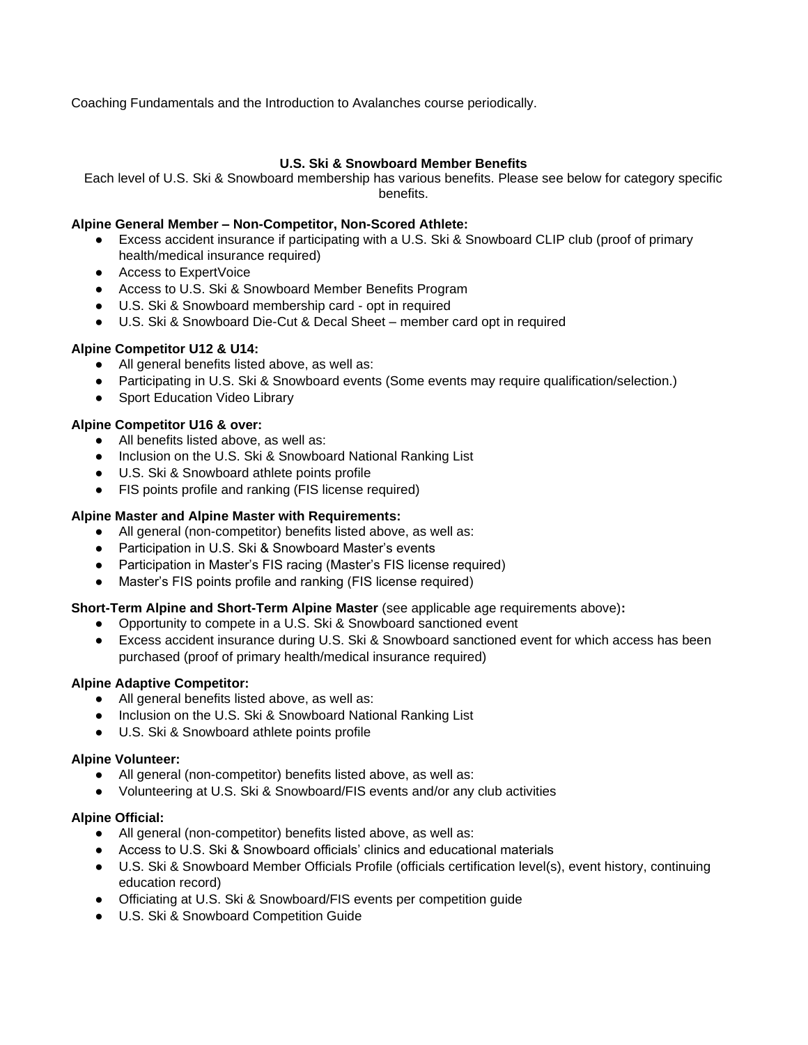Coaching Fundamentals and the Introduction to Avalanches course periodically.

## U.S. Ski & Snowboard Member Benefits

Each level of U.S. Ski & Snowboard membership has various benefits. Please see below for category specific benefits.

**Alpine General Member – Non-Competitor, Non-Scored Athlete:**

- Excess accident insurance if participating with a U.S. Ski & Snowboard CLIP club (proof of primary health/medical insurance required)
- Access to ExpertVoice
- Access to U.S. Ski & Snowboard Member Benefits Program
- U.S. Ski & Snowboard membership card - opt in required
- U.S. Ski & Snowboard Die-Cut & Decal Sheet – member card opt in required

**Alpine Competitor U12 & U14:**

- All general benefits listed above, as well as:
- Participating in U.S. Ski & Snowboard events (Some events may require qualification/selection.)
- Sport Education Video Library

**Alpine Competitor U16 & over:**

- All benefits listed above, as well as:
- Inclusion on the U.S. Ski & Snowboard National Ranking List
- U.S. Ski & Snowboard athlete points profile
- FIS points profile and ranking (FIS license required)

**Alpine Master and Alpine Master with Requirements:**

- All general (non-competitor) benefits listed above, as well as:
- Participation in U.S. Ski & Snowboard Master's events
- Participation in Master's FIS racing (Master's FIS license required)
- Master's FIS points profile and ranking (FIS license required)

**Short-Term Alpine and Short-Term Alpine Master** (see applicable age requirements above)**:**

- Opportunity to compete in a U.S. Ski & Snowboard sanctioned event
- Excess accident insurance during U.S. Ski & Snowboard sanctioned event for which access has been purchased (proof of primary health/medical insurance required)

**Alpine Adaptive Competitor:**

- All general benefits listed above, as well as:
- Inclusion on the U.S. Ski & Snowboard National Ranking List
- U.S. Ski & Snowboard athlete points profile

**Alpine Volunteer:**

- All general (non-competitor) benefits listed above, as well as:
- Volunteering at U.S. Ski & Snowboard/FIS events and/or any club activities

**Alpine Official:**

- All general (non-competitor) benefits listed above, as well as:
- Access to U.S. Ski & Snowboard officials' clinics and educational materials
- U.S. Ski & Snowboard Member Officials Profile (officials certification level(s), event history, continuing education record)
- Officiating at U.S. Ski & Snowboard/FIS events per competition guide
- U.S. Ski & Snowboard Competition Guide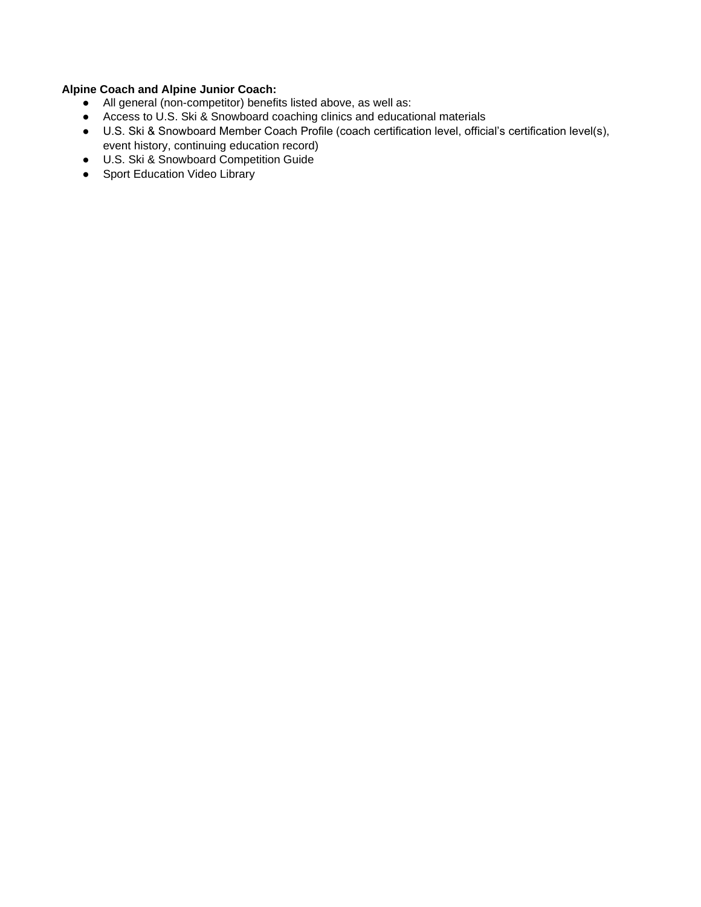**Alpine Coach and Alpine Junior Coach:**

- All general (non-competitor) benefits listed above, as well as:
- Access to U.S. Ski & Snowboard coaching clinics and educational materials
- U.S. Ski & Snowboard Member Coach Profile (coach certification level, official's certification level(s), event history, continuing education record)
- U.S. Ski & Snowboard Competition Guide
- Sport Education Video Library